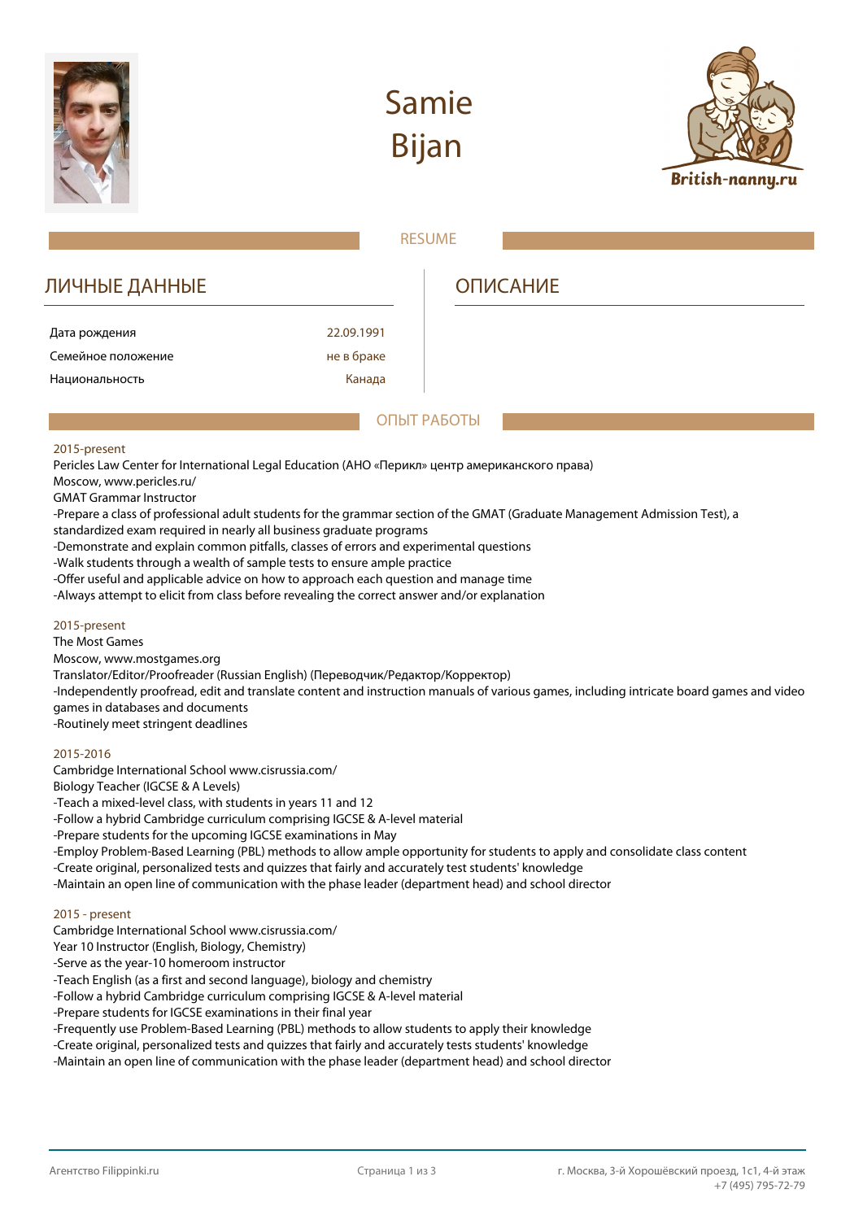# Samie Bijan

British-nanny.ru

RESUME

## ЛИЧНЫЕ ДАННЫЕ

| | |
|---|---|
| Дата рождения | 22.09.1991 |
| Семейное положение | не в браке |
| Национальность | Канада |

## ОПИСАНИЕ

## ОПЫТ РАБОТЫ

2015-present
Pericles Law Center for International Legal Education (АНО «Перикл» центр американского права)
Moscow, www.pericles.ru/
GMAT Grammar Instructor
-Prepare a class of professional adult students for the grammar section of the GMAT (Graduate Management Admission Test), a standardized exam required in nearly all business graduate programs
-Demonstrate and explain common pitfalls, classes of errors and experimental questions
-Walk students through a wealth of sample tests to ensure ample practice
-Offer useful and applicable advice on how to approach each question and manage time
-Always attempt to elicit from class before revealing the correct answer and/or explanation

2015-present
The Most Games
Moscow, www.mostgames.org
Translator/Editor/Proofreader (Russian English) (Переводчик/Редактор/Корректор)
-Independently proofread, edit and translate content and instruction manuals of various games, including intricate board games and video games in databases and documents
-Routinely meet stringent deadlines

2015-2016
Cambridge International School www.cisrussia.com/
Biology Teacher (IGCSE & A Levels)
-Teach a mixed-level class, with students in years 11 and 12
-Follow a hybrid Cambridge curriculum comprising IGCSE & A-level material
-Prepare students for the upcoming IGCSE examinations in May
-Employ Problem-Based Learning (PBL) methods to allow ample opportunity for students to apply and consolidate class content
-Create original, personalized tests and quizzes that fairly and accurately test students' knowledge
-Maintain an open line of communication with the phase leader (department head) and school director

2015 - present
Cambridge International School www.cisrussia.com/
Year 10 Instructor (English, Biology, Chemistry)
-Serve as the year-10 homeroom instructor
-Teach English (as a first and second language), biology and chemistry
-Follow a hybrid Cambridge curriculum comprising IGCSE & A-level material
-Prepare students for IGCSE examinations in their final year
-Frequently use Problem-Based Learning (PBL) methods to allow students to apply their knowledge
-Create original, personalized tests and quizzes that fairly and accurately tests students' knowledge
-Maintain an open line of communication with the phase leader (department head) and school director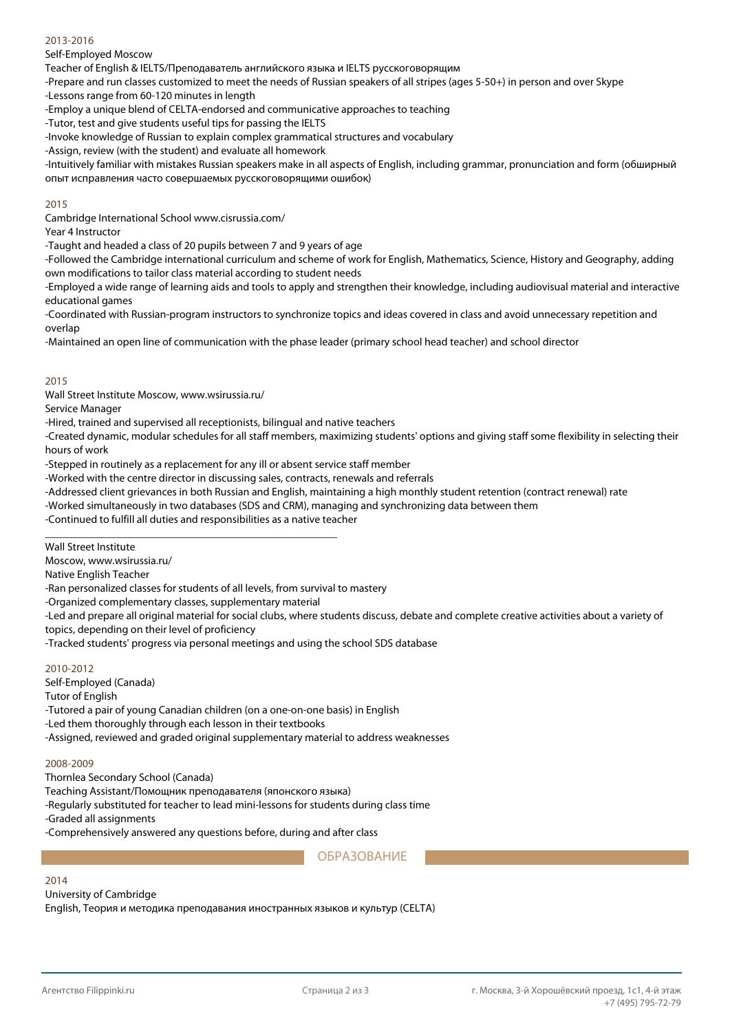2013-2016

Self-Employed Moscow

Teacher of English & IELTS/Преподаватель английского языка и IELTS русскоговорящим

- Prepare and run classes customized to meet the needs of Russian speakers of all stripes (ages 5-50+) in person and over Skype
- Lessons range from 60-120 minutes in length
- Employ a unique blend of CELTA-endorsed and communicative approaches to teaching
- Tutor, test and give students useful tips for passing the IELTS
- Invoke knowledge of Russian to explain complex grammatical structures and vocabulary
- Assign, review (with the student) and evaluate all homework
- Intuitively familiar with mistakes Russian speakers make in all aspects of English, including grammar, pronunciation and form (обширный опыт исправления часто совершаемых русскоговорящими ошибок)

2015

Cambridge International School www.cisrussia.com/

Year 4 Instructor

- Taught and headed a class of 20 pupils between 7 and 9 years of age
- Followed the Cambridge international curriculum and scheme of work for English, Mathematics, Science, History and Geography, adding own modifications to tailor class material according to student needs
- Employed a wide range of learning aids and tools to apply and strengthen their knowledge, including audiovisual material and interactive educational games
- Coordinated with Russian-program instructors to synchronize topics and ideas covered in class and avoid unnecessary repetition and overlap
- Maintained an open line of communication with the phase leader (primary school head teacher) and school director

2015

Wall Street Institute Moscow, www.wsirussia.ru/

Service Manager

- Hired, trained and supervised all receptionists, bilingual and native teachers
- Created dynamic, modular schedules for all staff members, maximizing students' options and giving staff some flexibility in selecting their hours of work
- Stepped in routinely as a replacement for any ill or absent service staff member
- Worked with the centre director in discussing sales, contracts, renewals and referrals
- Addressed client grievances in both Russian and English, maintaining a high monthly student retention (contract renewal) rate
- Worked simultaneously in two databases (SDS and CRM), managing and synchronizing data between them
- Continued to fulfill all duties and responsibilities as a native teacher

---

Wall Street Institute

Moscow, www.wsirussia.ru/

Native English Teacher

- Ran personalized classes for students of all levels, from survival to mastery
- Organized complementary classes, supplementary material
- Led and prepare all original material for social clubs, where students discuss, debate and complete creative activities about a variety of topics, depending on their level of proficiency
- Tracked students' progress via personal meetings and using the school SDS database

2010-2012

Self-Employed (Canada)

Tutor of English

- Tutored a pair of young Canadian children (on a one-on-one basis) in English
- Led them thoroughly through each lesson in their textbooks
- Assigned, reviewed and graded original supplementary material to address weaknesses

2008-2009

Thornlea Secondary School (Canada)

Teaching Assistant/Помощник преподавателя (японского языка)

- Regularly substituted for teacher to lead mini-lessons for students during class time
- Graded all assignments
- Comprehensively answered any questions before, during and after class

## ОБРАЗОВАНИЕ

2014

University of Cambridge

English, Теория и методика преподавания иностранных языков и культур (CELTA)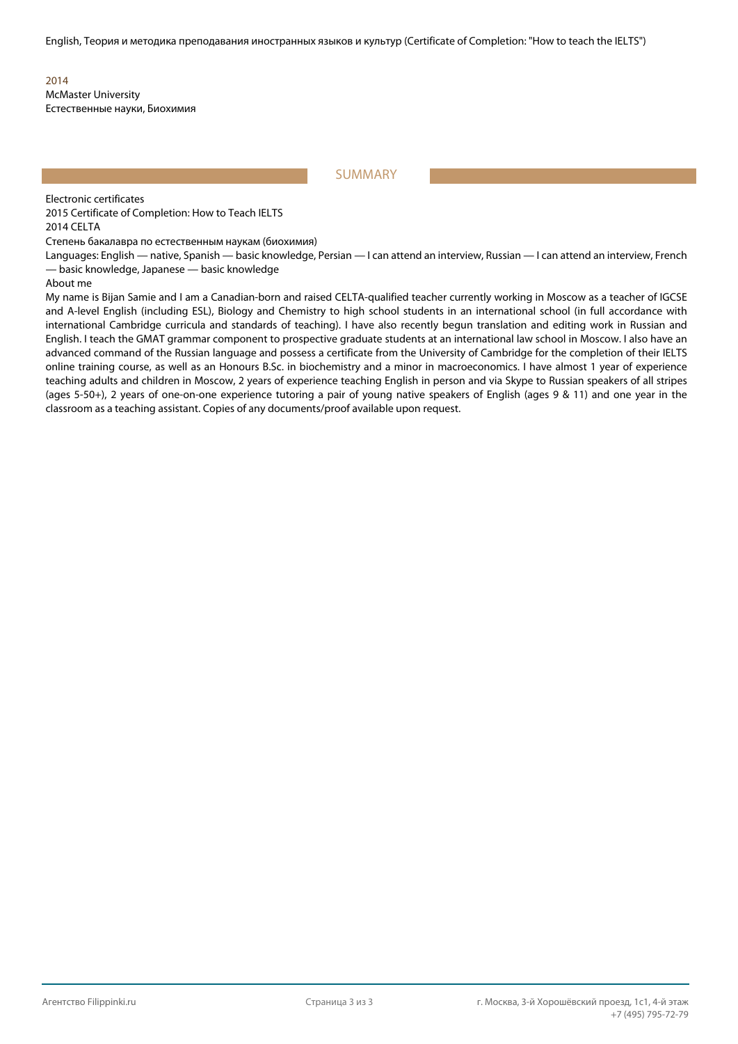English, Теория и методика преподавания иностранных языков и культур (Certificate of Completion: "How to teach the IELTS")

2014
McMaster University
Естественные науки, Биохимия

## SUMMARY

Electronic certificates
2015 Certificate of Completion: How to Teach IELTS
2014 CELTA
Степень бакалавра по естественным наукам (биохимия)
Languages: English — native, Spanish — basic knowledge, Persian — I can attend an interview, Russian — I can attend an interview, French — basic knowledge, Japanese — basic knowledge
About me
My name is Bijan Samie and I am a Canadian-born and raised CELTA-qualified teacher currently working in Moscow as a teacher of IGCSE and A-level English (including ESL), Biology and Chemistry to high school students in an international school (in full accordance with international Cambridge curricula and standards of teaching). I have also recently begun translation and editing work in Russian and English. I teach the GMAT grammar component to prospective graduate students at an international law school in Moscow. I also have an advanced command of the Russian language and possess a certificate from the University of Cambridge for the completion of their IELTS online training course, as well as an Honours B.Sc. in biochemistry and a minor in macroeconomics. I have almost 1 year of experience teaching adults and children in Moscow, 2 years of experience teaching English in person and via Skype to Russian speakers of all stripes (ages 5-50+), 2 years of one-on-one experience tutoring a pair of young native speakers of English (ages 9 & 11) and one year in the classroom as a teaching assistant. Copies of any documents/proof available upon request.